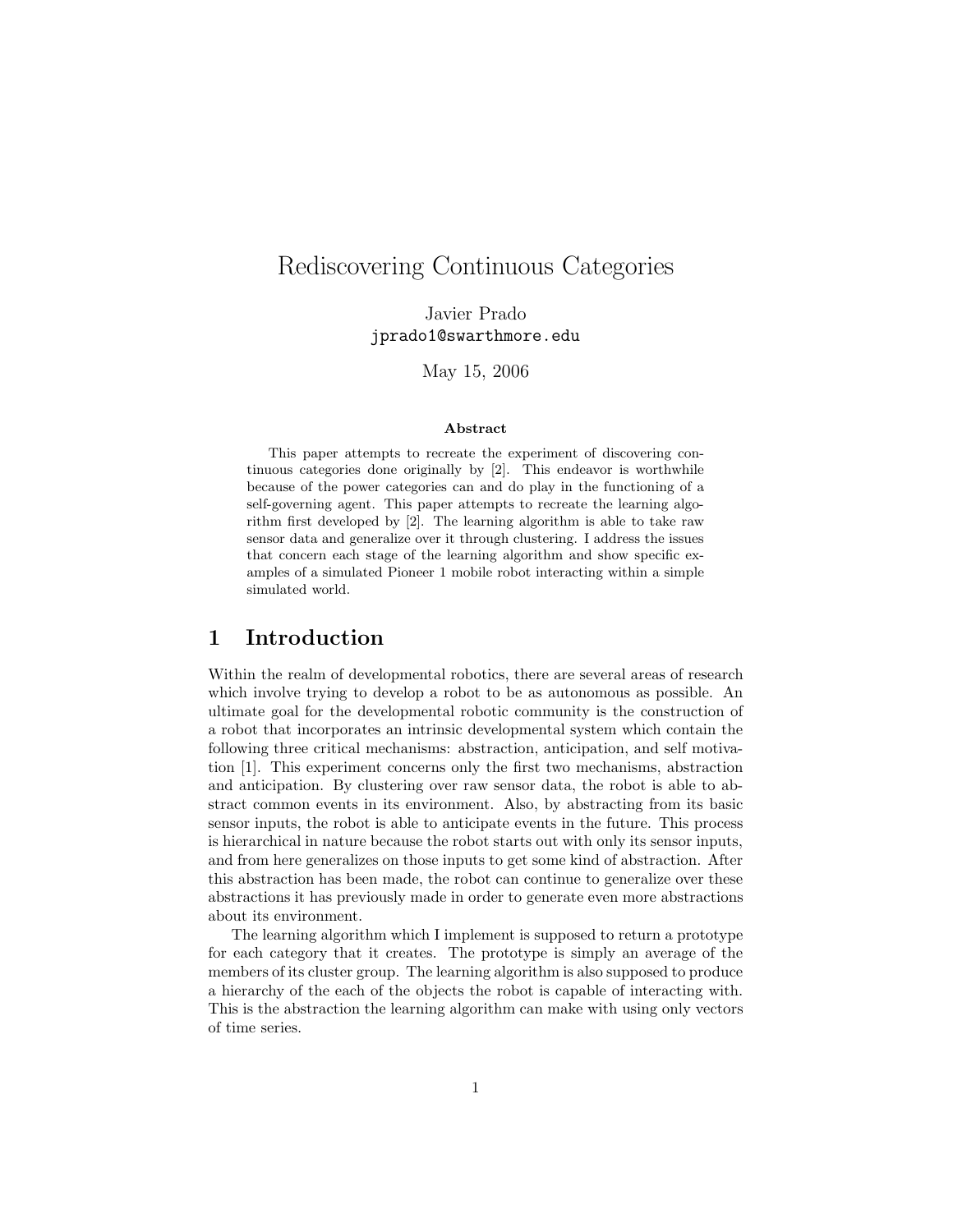# Rediscovering Continuous Categories

Javier Prado
jprado1@swarthmore.edu

May 15, 2006

**Abstract**

This paper attempts to recreate the experiment of discovering continuous categories done originally by [2]. This endeavor is worthwhile because of the power categories can and do play in the functioning of a self-governing agent. This paper attempts to recreate the learning algorithm first developed by [2]. The learning algorithm is able to take raw sensor data and generalize over it through clustering. I address the issues that concern each stage of the learning algorithm and show specific examples of a simulated Pioneer 1 mobile robot interacting within a simple simulated world.

## 1 Introduction

Within the realm of developmental robotics, there are several areas of research which involve trying to develop a robot to be as autonomous as possible. An ultimate goal for the developmental robotic community is the construction of a robot that incorporates an intrinsic developmental system which contain the following three critical mechanisms: abstraction, anticipation, and self motivation [1]. This experiment concerns only the first two mechanisms, abstraction and anticipation. By clustering over raw sensor data, the robot is able to abstract common events in its environment. Also, by abstracting from its basic sensor inputs, the robot is able to anticipate events in the future. This process is hierarchical in nature because the robot starts out with only its sensor inputs, and from here generalizes on those inputs to get some kind of abstraction. After this abstraction has been made, the robot can continue to generalize over these abstractions it has previously made in order to generate even more abstractions about its environment.

The learning algorithm which I implement is supposed to return a prototype for each category that it creates. The prototype is simply an average of the members of its cluster group. The learning algorithm is also supposed to produce a hierarchy of the each of the objects the robot is capable of interacting with. This is the abstraction the learning algorithm can make with using only vectors of time series.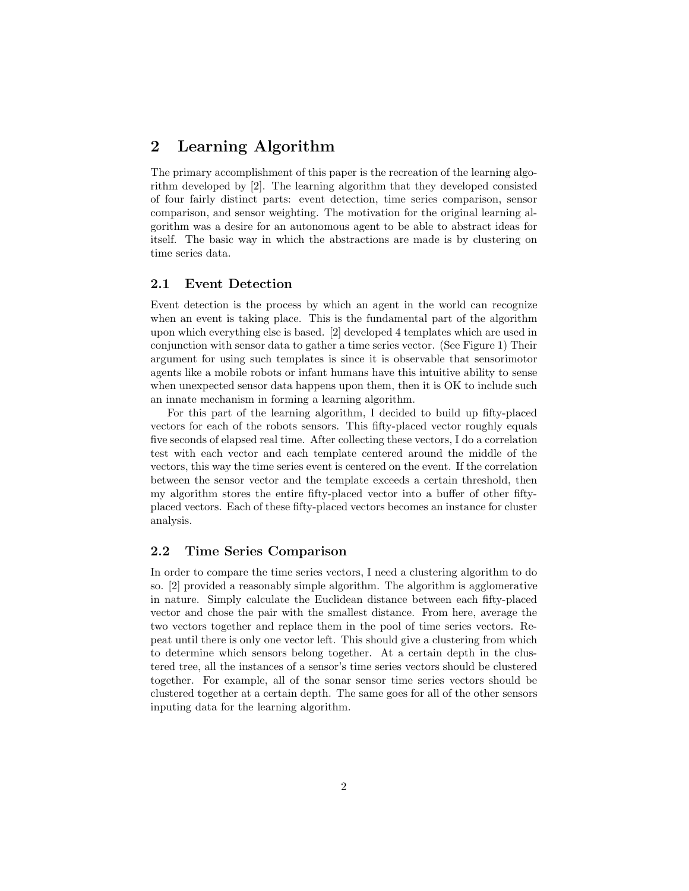## 2 Learning Algorithm

The primary accomplishment of this paper is the recreation of the learning algorithm developed by [2]. The learning algorithm that they developed consisted of four fairly distinct parts: event detection, time series comparison, sensor comparison, and sensor weighting. The motivation for the original learning algorithm was a desire for an autonomous agent to be able to abstract ideas for itself. The basic way in which the abstractions are made is by clustering on time series data.

### 2.1 Event Detection

Event detection is the process by which an agent in the world can recognize when an event is taking place. This is the fundamental part of the algorithm upon which everything else is based. [2] developed 4 templates which are used in conjunction with sensor data to gather a time series vector. (See Figure 1) Their argument for using such templates is since it is observable that sensorimotor agents like a mobile robots or infant humans have this intuitive ability to sense when unexpected sensor data happens upon them, then it is OK to include such an innate mechanism in forming a learning algorithm.

For this part of the learning algorithm, I decided to build up fifty-placed vectors for each of the robots sensors. This fifty-placed vector roughly equals five seconds of elapsed real time. After collecting these vectors, I do a correlation test with each vector and each template centered around the middle of the vectors, this way the time series event is centered on the event. If the correlation between the sensor vector and the template exceeds a certain threshold, then my algorithm stores the entire fifty-placed vector into a buffer of other fifty-placed vectors. Each of these fifty-placed vectors becomes an instance for cluster analysis.

### 2.2 Time Series Comparison

In order to compare the time series vectors, I need a clustering algorithm to do so. [2] provided a reasonably simple algorithm. The algorithm is agglomerative in nature. Simply calculate the Euclidean distance between each fifty-placed vector and chose the pair with the smallest distance. From here, average the two vectors together and replace them in the pool of time series vectors. Repeat until there is only one vector left. This should give a clustering from which to determine which sensors belong together. At a certain depth in the clustered tree, all the instances of a sensor's time series vectors should be clustered together. For example, all of the sonar sensor time series vectors should be clustered together at a certain depth. The same goes for all of the other sensors inputing data for the learning algorithm.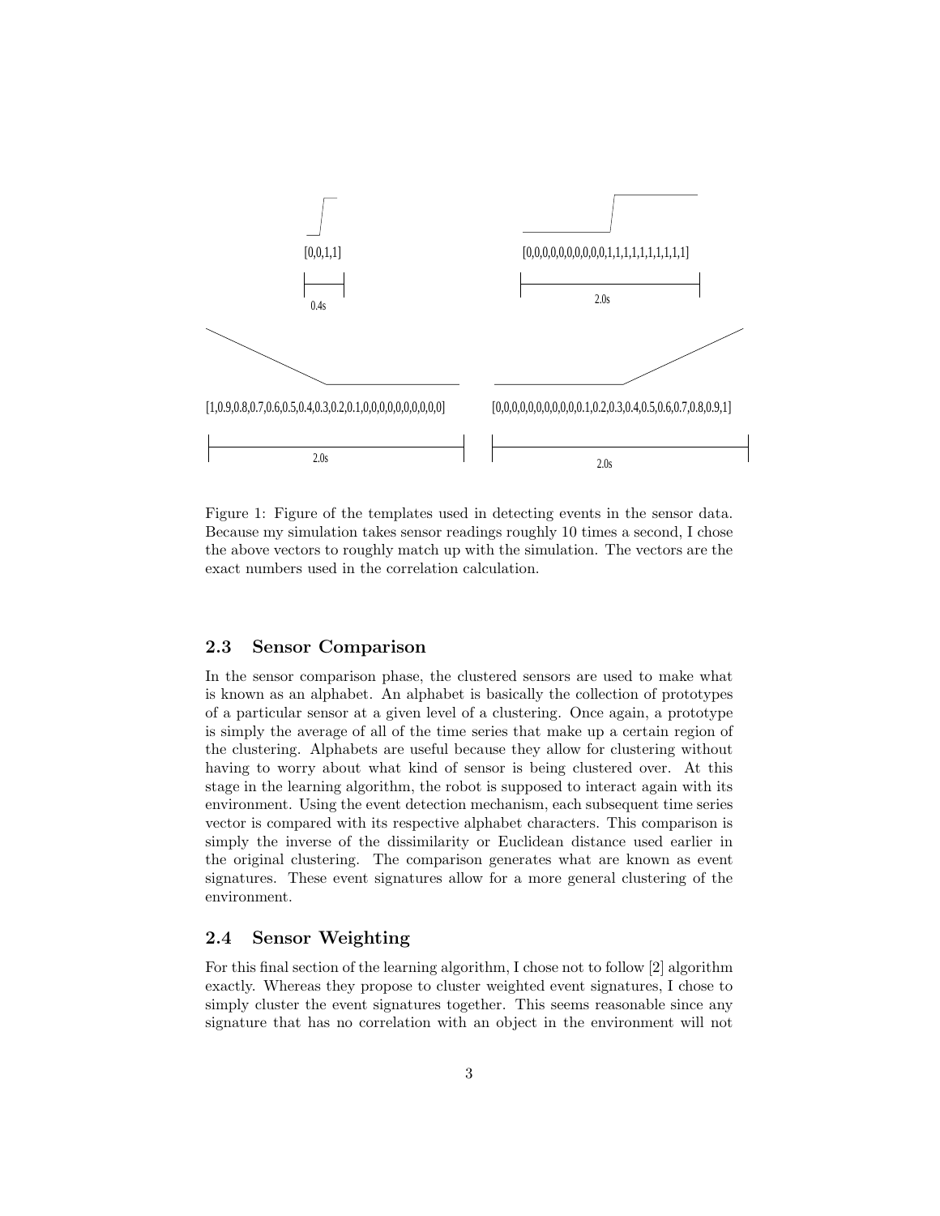[0,0,1,1]

0.4s

[0,0,0,0,0,0,0,0,0,0,1,1,1,1,1,1,1,1,1,1]

2.0s

[1,0.9,0.8,0.7,0.6,0.5,0.4,0.3,0.2,0.1,0,0,0,0,0,0,0,0,0,0]

2.0s

[0,0,0,0,0,0,0,0,0,0,0.1,0.2,0.3,0.4,0.5,0.6,0.7,0.8,0.9,1]

2.0s

Figure 1: Figure of the templates used in detecting events in the sensor data. Because my simulation takes sensor readings roughly 10 times a second, I chose the above vectors to roughly match up with the simulation. The vectors are the exact numbers used in the correlation calculation.

### 2.3 Sensor Comparison

In the sensor comparison phase, the clustered sensors are used to make what is known as an alphabet. An alphabet is basically the collection of prototypes of a particular sensor at a given level of a clustering. Once again, a prototype is simply the average of all of the time series that make up a certain region of the clustering. Alphabets are useful because they allow for clustering without having to worry about what kind of sensor is being clustered over. At this stage in the learning algorithm, the robot is supposed to interact again with its environment. Using the event detection mechanism, each subsequent time series vector is compared with its respective alphabet characters. This comparison is simply the inverse of the dissimilarity or Euclidean distance used earlier in the original clustering. The comparison generates what are known as event signatures. These event signatures allow for a more general clustering of the environment.

### 2.4 Sensor Weighting

For this final section of the learning algorithm, I chose not to follow [2] algorithm exactly. Whereas they propose to cluster weighted event signatures, I chose to simply cluster the event signatures together. This seems reasonable since any signature that has no correlation with an object in the environment will not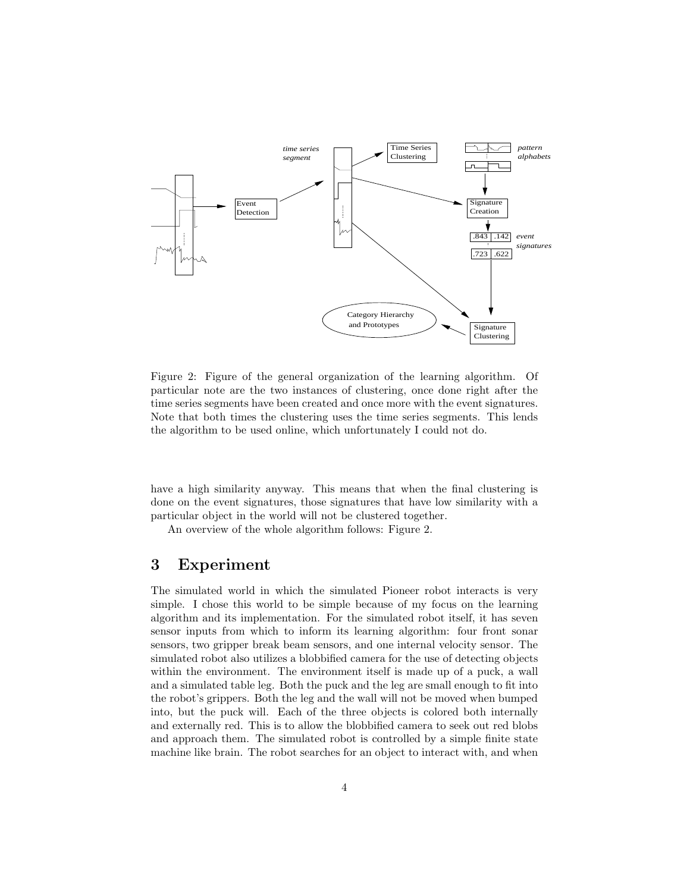Figure 2: Figure of the general organization of the learning algorithm. Of particular note are the two instances of clustering, once done right after the time series segments have been created and once more with the event signatures. Note that both times the clustering uses the time series segments. This lends the algorithm to be used online, which unfortunately I could not do.

have a high similarity anyway. This means that when the final clustering is done on the event signatures, those signatures that have low similarity with a particular object in the world will not be clustered together.

An overview of the whole algorithm follows: Figure 2.

# 3 Experiment

The simulated world in which the simulated Pioneer robot interacts is very simple. I chose this world to be simple because of my focus on the learning algorithm and its implementation. For the simulated robot itself, it has seven sensor inputs from which to inform its learning algorithm: four front sonar sensors, two gripper break beam sensors, and one internal velocity sensor. The simulated robot also utilizes a blobbified camera for the use of detecting objects within the environment. The environment itself is made up of a puck, a wall and a simulated table leg. Both the puck and the leg are small enough to fit into the robot's grippers. Both the leg and the wall will not be moved when bumped into, but the puck will. Each of the three objects is colored both internally and externally red. This is to allow the blobbified camera to seek out red blobs and approach them. The simulated robot is controlled by a simple finite state machine like brain. The robot searches for an object to interact with, and when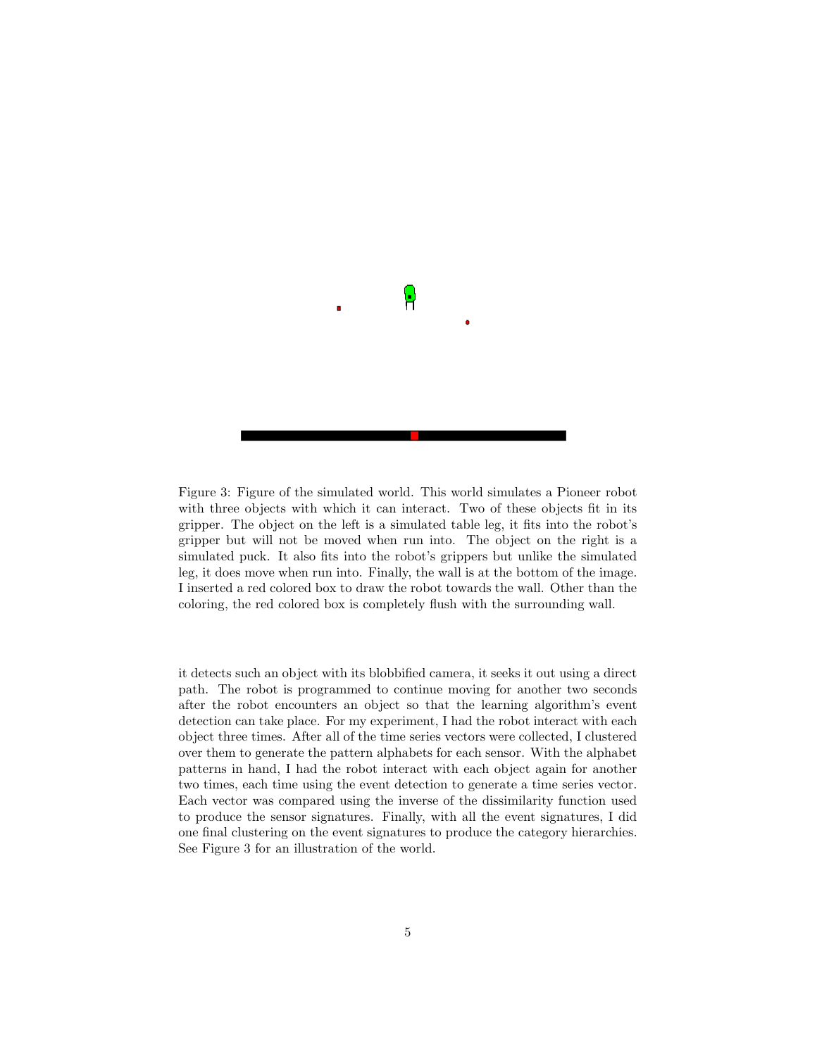Figure 3: Figure of the simulated world. This world simulates a Pioneer robot with three objects with which it can interact. Two of these objects fit in its gripper. The object on the left is a simulated table leg, it fits into the robot's gripper but will not be moved when run into. The object on the right is a simulated puck. It also fits into the robot's grippers but unlike the simulated leg, it does move when run into. Finally, the wall is at the bottom of the image. I inserted a red colored box to draw the robot towards the wall. Other than the coloring, the red colored box is completely flush with the surrounding wall.

it detects such an object with its blobbified camera, it seeks it out using a direct path. The robot is programmed to continue moving for another two seconds after the robot encounters an object so that the learning algorithm's event detection can take place. For my experiment, I had the robot interact with each object three times. After all of the time series vectors were collected, I clustered over them to generate the pattern alphabets for each sensor. With the alphabet patterns in hand, I had the robot interact with each object again for another two times, each time using the event detection to generate a time series vector. Each vector was compared using the inverse of the dissimilarity function used to produce the sensor signatures. Finally, with all the event signatures, I did one final clustering on the event signatures to produce the category hierarchies. See Figure 3 for an illustration of the world.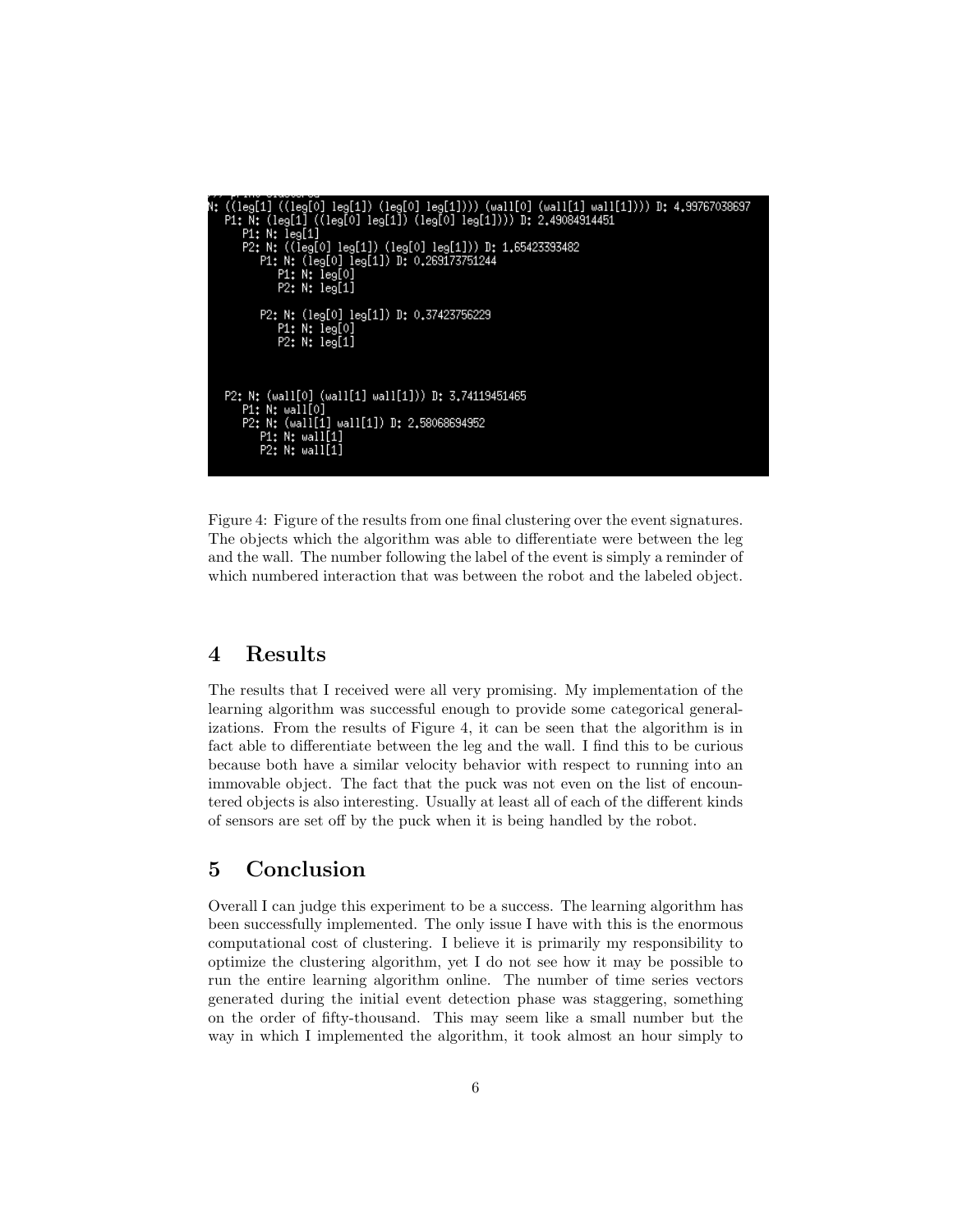```
N: ((leg[1] ((leg[0] leg[1]) (leg[0] leg[1]))) (wall[0] (wall[1] wall[1]))) D: 4.99767038697
  P1: N: (leg[1] ((leg[0] leg[1]) (leg[0] leg[1]))) D: 2.49084914451
    P1: N: leg[1]
    P2: N: ((leg[0] leg[1]) (leg[0] leg[1])) D: 1.65423393482
      P1: N: (leg[0] leg[1]) D: 0.269173751244
        P1: N: leg[0]
        P2: N: leg[1]

      P2: N: (leg[0] leg[1]) D: 0.37423756229
        P1: N: leg[0]
        P2: N: leg[1]



  P2: N: (wall[0] (wall[1] wall[1])) D: 3.74119451465
    P1: N: wall[0]
    P2: N: (wall[1] wall[1]) D: 2.58068694952
      P1: N: wall[1]
      P2: N: wall[1]
```

Figure 4: Figure of the results from one final clustering over the event signatures. The objects which the algorithm was able to differentiate were between the leg and the wall. The number following the label of the event is simply a reminder of which numbered interaction that was between the robot and the labeled object.

## 4 Results

The results that I received were all very promising. My implementation of the learning algorithm was successful enough to provide some categorical generalizations. From the results of Figure 4, it can be seen that the algorithm is in fact able to differentiate between the leg and the wall. I find this to be curious because both have a similar velocity behavior with respect to running into an immovable object. The fact that the puck was not even on the list of encountered objects is also interesting. Usually at least all of each of the different kinds of sensors are set off by the puck when it is being handled by the robot.

## 5 Conclusion

Overall I can judge this experiment to be a success. The learning algorithm has been successfully implemented. The only issue I have with this is the enormous computational cost of clustering. I believe it is primarily my responsibility to optimize the clustering algorithm, yet I do not see how it may be possible to run the entire learning algorithm online. The number of time series vectors generated during the initial event detection phase was staggering, something on the order of fifty-thousand. This may seem like a small number but the way in which I implemented the algorithm, it took almost an hour simply to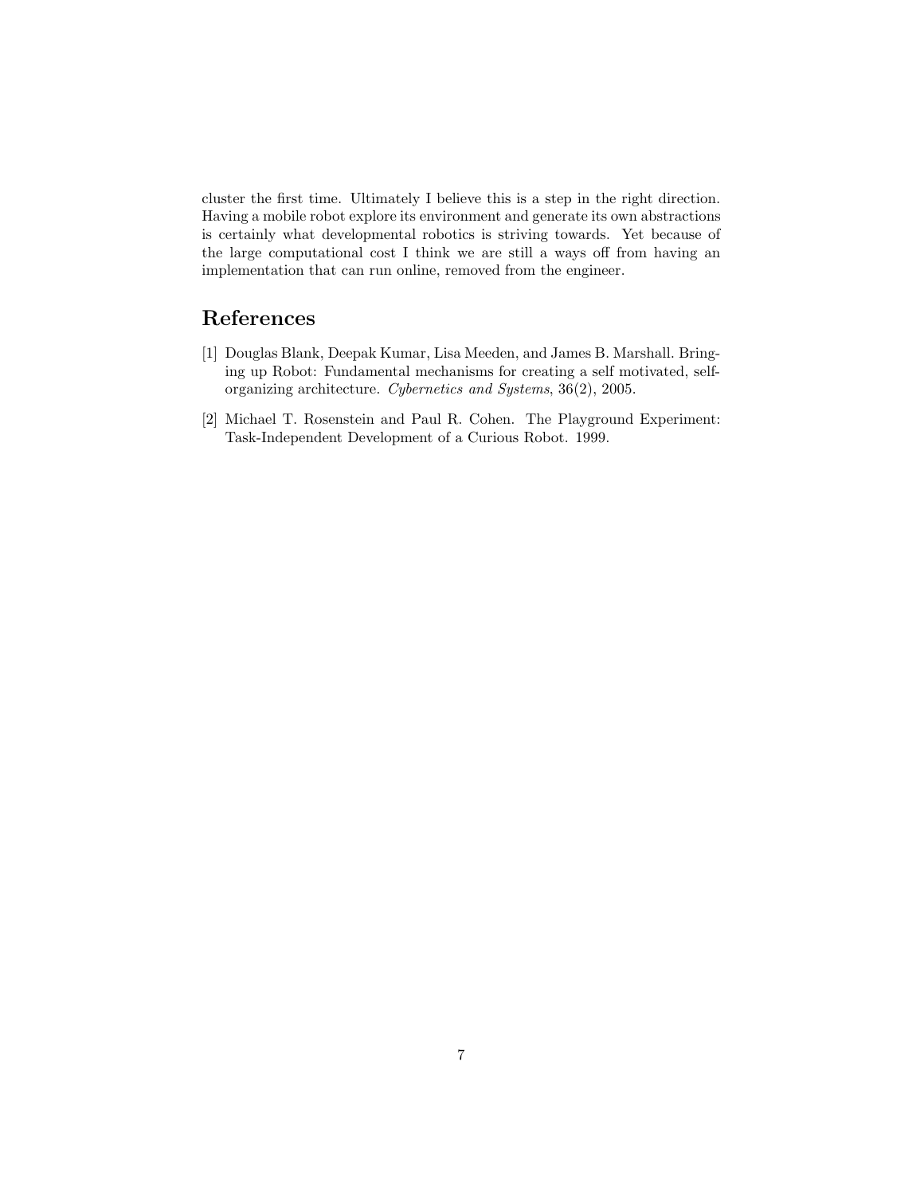cluster the first time. Ultimately I believe this is a step in the right direction. Having a mobile robot explore its environment and generate its own abstractions is certainly what developmental robotics is striving towards. Yet because of the large computational cost I think we are still a ways off from having an implementation that can run online, removed from the engineer.

## References

[1] Douglas Blank, Deepak Kumar, Lisa Meeden, and James B. Marshall. Bringing up Robot: Fundamental mechanisms for creating a self motivated, self-organizing architecture. *Cybernetics and Systems*, 36(2), 2005.

[2] Michael T. Rosenstein and Paul R. Cohen. The Playground Experiment: Task-Independent Development of a Curious Robot. 1999.